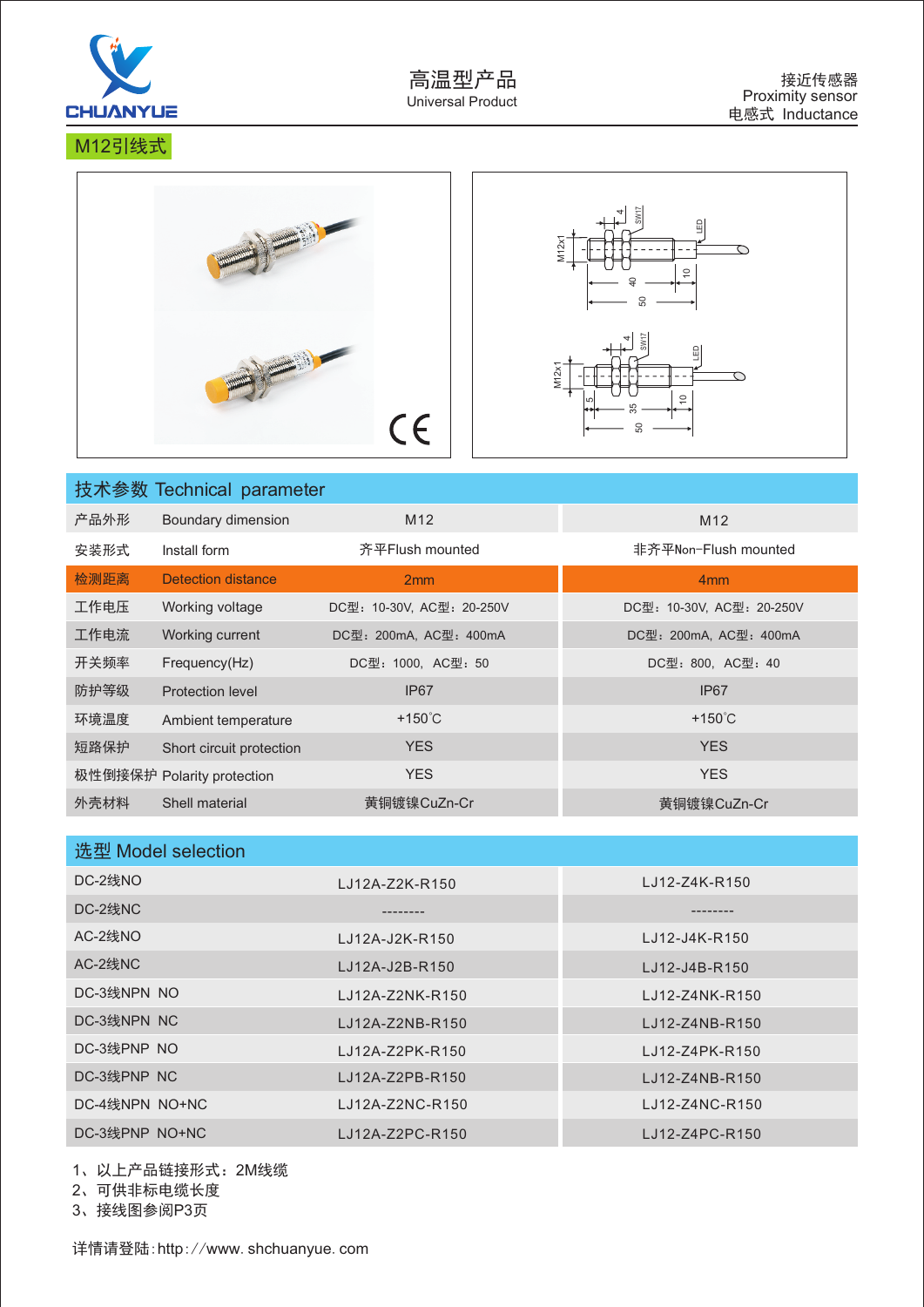CHUANYUE

# 高温型产品

Universal Product

接近传感器
Proximity sensor
电感式 Inductance

## M12引线式

## 技术参数 Technical parameter

| | | | |
|---|---|---|---|
| 产品外形 | Boundary dimension | M12 | M12 |
| 安装形式 | Install form | 齐平Flush mounted | 非齐平Non-Flush mounted |
| 检测距离 | Detection distance | 2mm | 4mm |
| 工作电压 | Working voltage | DC型：10-30V, AC型：20-250V | DC型：10-30V, AC型：20-250V |
| 工作电流 | Working current | DC型：200mA, AC型：400mA | DC型：200mA, AC型：400mA |
| 开关频率 | Frequency(Hz) | DC型：1000, AC型：50 | DC型：800, AC型：40 |
| 防护等级 | Protection level | IP67 | IP67 |
| 环境温度 | Ambient temperature | +150˚C | +150˚C |
| 短路保护 | Short circuit protection | YES | YES |
| 极性倒接保护 | Polarity protection | YES | YES |
| 外壳材料 | Shell material | 黄铜镀镍CuZn-Cr | 黄铜镀镍CuZn-Cr |

## 选型 Model selection

| | | |
|---|---|---|
| DC-2线NO | LJ12A-Z2K-R150 | LJ12-Z4K-R150 |
| DC-2线NC | -------- | -------- |
| AC-2线NO | LJ12A-J2K-R150 | LJ12-J4K-R150 |
| AC-2线NC | LJ12A-J2B-R150 | LJ12-J4B-R150 |
| DC-3线NPN NO | LJ12A-Z2NK-R150 | LJ12-Z4NK-R150 |
| DC-3线NPN NC | LJ12A-Z2NB-R150 | LJ12-Z4NB-R150 |
| DC-3线PNP NO | LJ12A-Z2PK-R150 | LJ12-Z4PK-R150 |
| DC-3线PNP NC | LJ12A-Z2PB-R150 | LJ12-Z4NB-R150 |
| DC-4线NPN NO+NC | LJ12A-Z2NC-R150 | LJ12-Z4NC-R150 |
| DC-3线PNP NO+NC | LJ12A-Z2PC-R150 | LJ12-Z4PC-R150 |

1、以上产品链接形式：2M线缆
2、可供非标电缆长度
3、接线图参阅P3页

详情请登陆:http://www. shchuanyue. com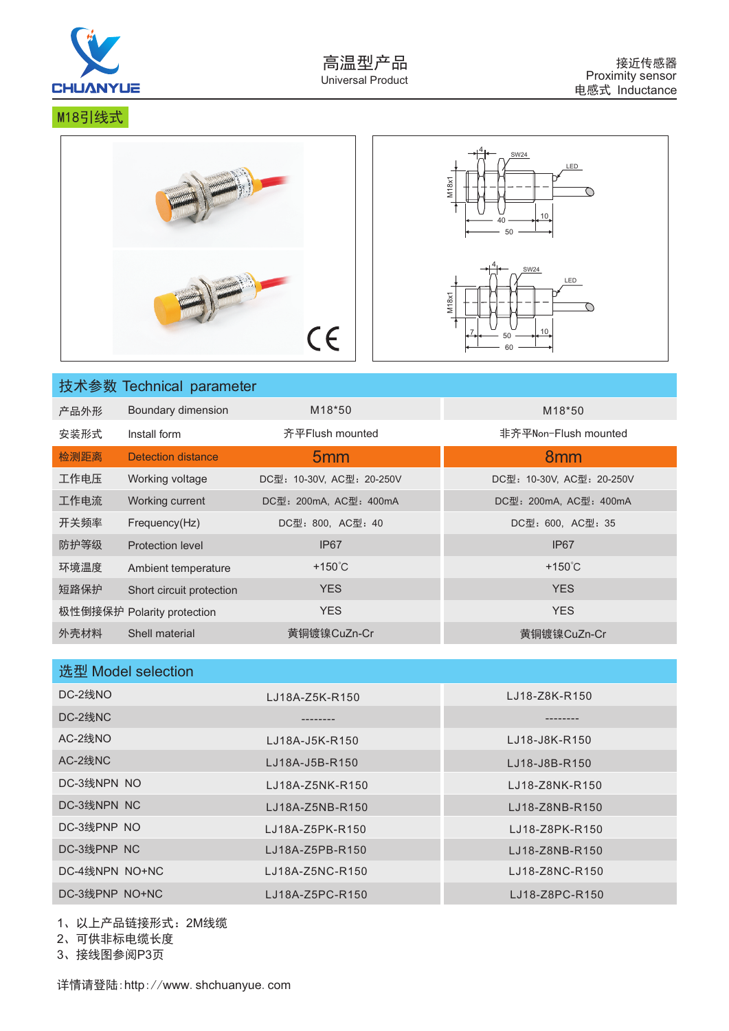CHUANYUE

高温型产品
Universal Product

接近传感器
Proximity sensor
电感式 Inductance

M18引线式

## 技术参数 Technical parameter

| | | | |
|---|---|---|---|
| 产品外形 | Boundary dimension | M18*50 | M18*50 |
| 安装形式 | Install form | 齐平Flush mounted | 非齐平Non-Flush mounted |
| 检测距离 | Detection distance | 5mm | 8mm |
| 工作电压 | Working voltage | DC型：10-30V, AC型：20-250V | DC型：10-30V, AC型：20-250V |
| 工作电流 | Working current | DC型：200mA, AC型：400mA | DC型：200mA, AC型：400mA |
| 开关频率 | Frequency(Hz) | DC型：800, AC型：40 | DC型：600, AC型：35 |
| 防护等级 | Protection level | IP67 | IP67 |
| 环境温度 | Ambient temperature | +150°C | +150°C |
| 短路保护 | Short circuit protection | YES | YES |
| 极性倒接保护 | Polarity protection | YES | YES |
| 外壳材料 | Shell material | 黄铜镀镍CuZn-Cr | 黄铜镀镍CuZn-Cr |

## 选型 Model selection

| | | |
|---|---|---|
| DC-2线NO | LJ18A-Z5K-R150 | LJ18-Z8K-R150 |
| DC-2线NC | -------- | -------- |
| AC-2线NO | LJ18A-J5K-R150 | LJ18-J8K-R150 |
| AC-2线NC | LJ18A-J5B-R150 | LJ18-J8B-R150 |
| DC-3线NPN NO | LJ18A-Z5NK-R150 | LJ18-Z8NK-R150 |
| DC-3线NPN NC | LJ18A-Z5NB-R150 | LJ18-Z8NB-R150 |
| DC-3线PNP NO | LJ18A-Z5PK-R150 | LJ18-Z8PK-R150 |
| DC-3线PNP NC | LJ18A-Z5PB-R150 | LJ18-Z8NB-R150 |
| DC-4线NPN NO+NC | LJ18A-Z5NC-R150 | LJ18-Z8NC-R150 |
| DC-3线PNP NO+NC | LJ18A-Z5PC-R150 | LJ18-Z8PC-R150 |

1、以上产品链接形式：2M线缆
2、可供非标电缆长度
3、接线图参阅P3页

详情请登陆:http://www. shchuanyue. com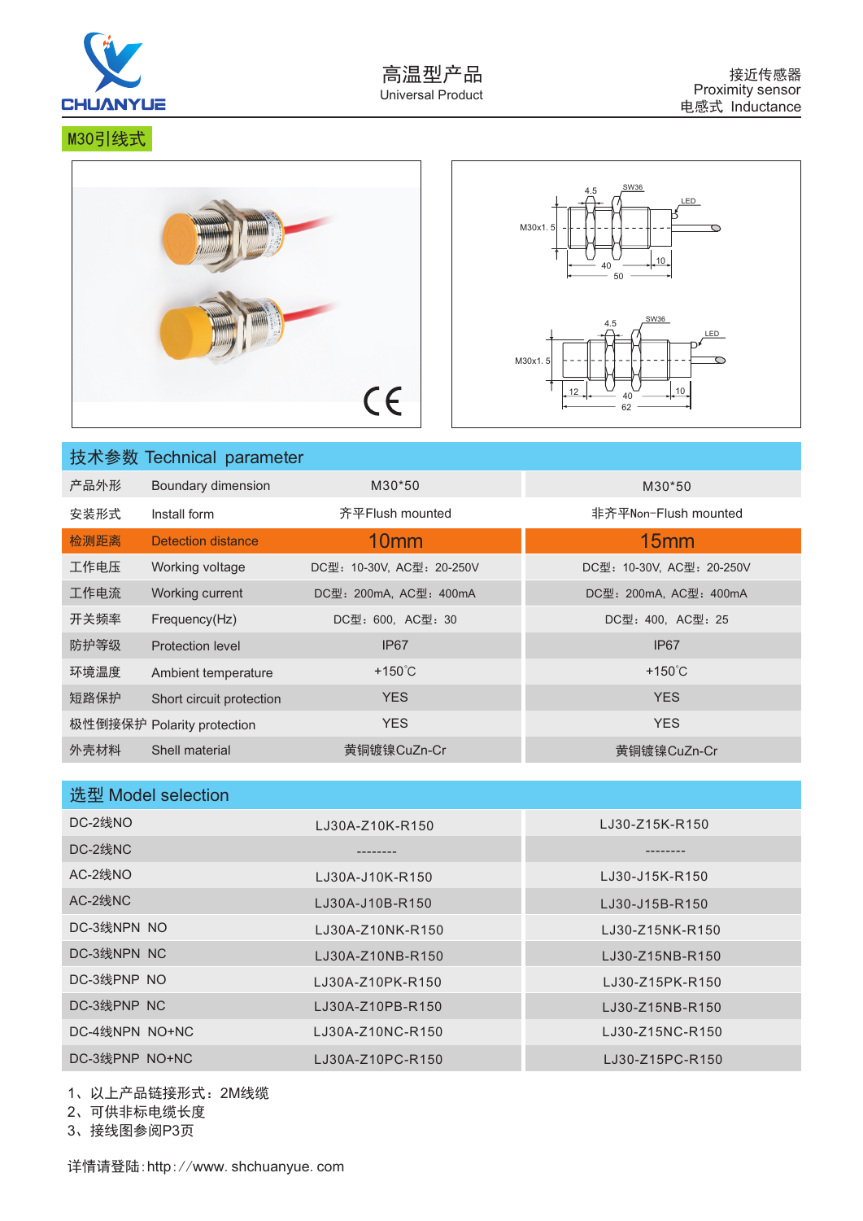高温型产品
Universal Product

接近传感器
Proximity sensor
电感式 Inductance

## M30引线式

SW36
4.5
LED
M30x1. 5
40
10
50

SW36
4.5
LED
M30x1. 5
12
40
10
62

CE

## 技术参数 Technical parameter

| | | | |
|---|---|---|---|
| 产品外形 | Boundary dimension | M30*50 | M30*50 |
| 安装形式 | Install form | 齐平Flush mounted | 非齐平Non-Flush mounted |
| 检测距离 | Detection distance | 10mm | 15mm |
| 工作电压 | Working voltage | DC型：10-30V，AC型：20-250V | DC型：10-30V，AC型：20-250V |
| 工作电流 | Working current | DC型：200mA，AC型：400mA | DC型：200mA，AC型：400mA |
| 开关频率 | Frequency(Hz) | DC型：600，AC型：30 | DC型：400，AC型：25 |
| 防护等级 | Protection level | IP67 | IP67 |
| 环境温度 | Ambient temperature | +150℃ | +150℃ |
| 短路保护 | Short circuit protection | YES | YES |
| 极性倒接保护 | Polarity protection | YES | YES |
| 外壳材料 | Shell material | 黄铜镀镍CuZn-Cr | 黄铜镀镍CuZn-Cr |

## 选型 Model selection

| | | |
|---|---|---|
| DC-2线NO | LJ30A-Z10K-R150 | LJ30-Z15K-R150 |
| DC-2线NC | -------- | -------- |
| AC-2线NO | LJ30A-J10K-R150 | LJ30-J15K-R150 |
| AC-2线NC | LJ30A-J10B-R150 | LJ30-J15B-R150 |
| DC-3线NPN NO | LJ30A-Z10NK-R150 | LJ30-Z15NK-R150 |
| DC-3线NPN NC | LJ30A-Z10NB-R150 | LJ30-Z15NB-R150 |
| DC-3线PNP NO | LJ30A-Z10PK-R150 | LJ30-Z15PK-R150 |
| DC-3线PNP NC | LJ30A-Z10PB-R150 | LJ30-Z15NB-R150 |
| DC-4线NPN NO+NC | LJ30A-Z10NC-R150 | LJ30-Z15NC-R150 |
| DC-3线PNP NO+NC | LJ30A-Z10PC-R150 | LJ30-Z15PC-R150 |

1、以上产品链接形式：2M线缆
2、可供非标电缆长度
3、接线图参阅P3页

详情请登陆:http://www. shchuanyue. com